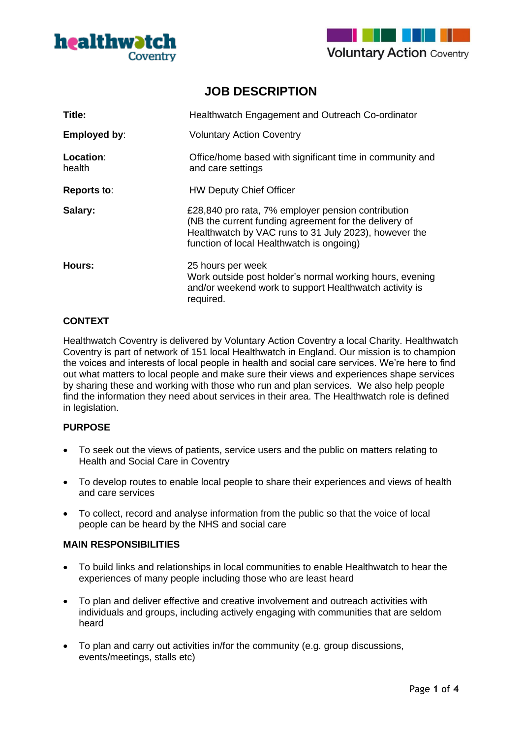# JOB DESCRIPTION

| | |
|---|---|
| **Title:** | Healthwatch Engagement and Outreach Co-ordinator |
| **Employed by**: | Voluntary Action Coventry |
| **Location**: | Office/home based with significant time in community and health and care settings |
| **Reports to**: | HW Deputy Chief Officer |
| **Salary:** | £28,840 pro rata, 7% employer pension contribution (NB the current funding agreement for the delivery of Healthwatch by VAC runs to 31 July 2023), however the function of local Healthwatch is ongoing) |
| **Hours:** | 25 hours per week<br>Work outside post holder's normal working hours, evening and/or weekend work to support Healthwatch activity is required. |

## CONTEXT

Healthwatch Coventry is delivered by Voluntary Action Coventry a local Charity. Healthwatch Coventry is part of network of 151 local Healthwatch in England. Our mission is to champion the voices and interests of local people in health and social care services. We're here to find out what matters to local people and make sure their views and experiences shape services by sharing these and working with those who run and plan services. We also help people find the information they need about services in their area. The Healthwatch role is defined in legislation.

## PURPOSE

- To seek out the views of patients, service users and the public on matters relating to Health and Social Care in Coventry
- To develop routes to enable local people to share their experiences and views of health and care services
- To collect, record and analyse information from the public so that the voice of local people can be heard by the NHS and social care

## MAIN RESPONSIBILITIES

- To build links and relationships in local communities to enable Healthwatch to hear the experiences of many people including those who are least heard
- To plan and deliver effective and creative involvement and outreach activities with individuals and groups, including actively engaging with communities that are seldom heard
- To plan and carry out activities in/for the community (e.g. group discussions, events/meetings, stalls etc)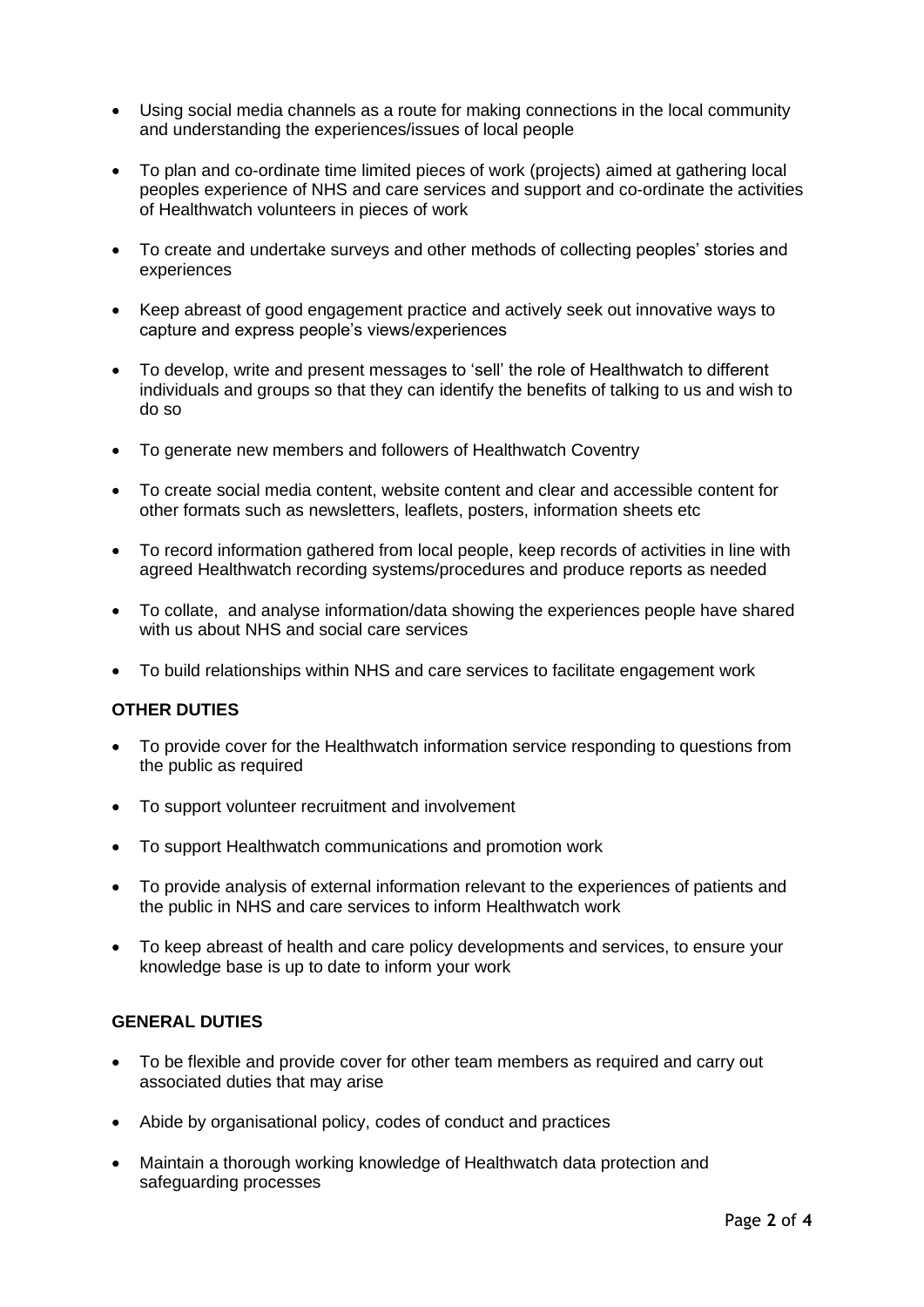- Using social media channels as a route for making connections in the local community and understanding the experiences/issues of local people

- To plan and co-ordinate time limited pieces of work (projects) aimed at gathering local peoples experience of NHS and care services and support and co-ordinate the activities of Healthwatch volunteers in pieces of work

- To create and undertake surveys and other methods of collecting peoples' stories and experiences

- Keep abreast of good engagement practice and actively seek out innovative ways to capture and express people's views/experiences

- To develop, write and present messages to 'sell' the role of Healthwatch to different individuals and groups so that they can identify the benefits of talking to us and wish to do so

- To generate new members and followers of Healthwatch Coventry

- To create social media content, website content and clear and accessible content for other formats such as newsletters, leaflets, posters, information sheets etc

- To record information gathered from local people, keep records of activities in line with agreed Healthwatch recording systems/procedures and produce reports as needed

- To collate, and analyse information/data showing the experiences people have shared with us about NHS and social care services

- To build relationships within NHS and care services to facilitate engagement work

**OTHER DUTIES**

- To provide cover for the Healthwatch information service responding to questions from the public as required

- To support volunteer recruitment and involvement

- To support Healthwatch communications and promotion work

- To provide analysis of external information relevant to the experiences of patients and the public in NHS and care services to inform Healthwatch work

- To keep abreast of health and care policy developments and services, to ensure your knowledge base is up to date to inform your work

**GENERAL DUTIES**

- To be flexible and provide cover for other team members as required and carry out associated duties that may arise

- Abide by organisational policy, codes of conduct and practices

- Maintain a thorough working knowledge of Healthwatch data protection and safeguarding processes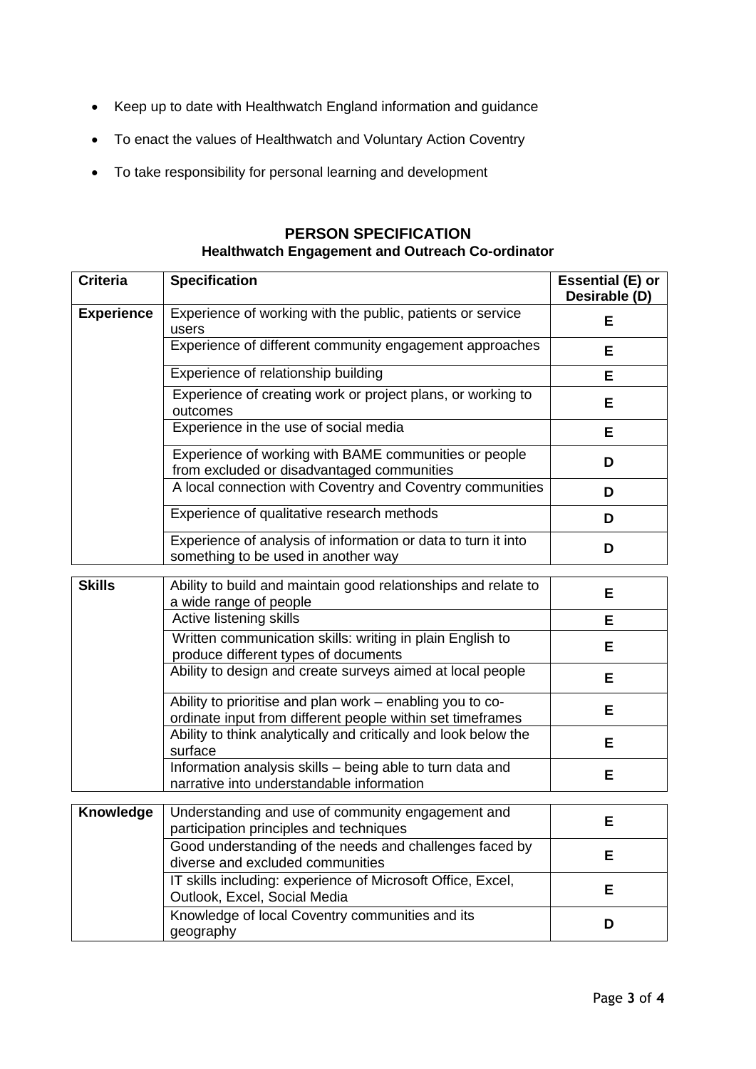- Keep up to date with Healthwatch England information and guidance
- To enact the values of Healthwatch and Voluntary Action Coventry
- To take responsibility for personal learning and development

## PERSON SPECIFICATION

### Healthwatch Engagement and Outreach Co-ordinator

| Criteria | Specification | Essential (E) or Desirable (D) |
|---|---|---|
| **Experience** | Experience of working with the public, patients or service users | **E** |
| | Experience of different community engagement approaches | **E** |
| | Experience of relationship building | **E** |
| | Experience of creating work or project plans, or working to outcomes | **E** |
| | Experience in the use of social media | **E** |
| | Experience of working with BAME communities or people from excluded or disadvantaged communities | **D** |
| | A local connection with Coventry and Coventry communities | **D** |
| | Experience of qualitative research methods | **D** |
| | Experience of analysis of information or data to turn it into something to be used in another way | **D** |
| **Skills** | Ability to build and maintain good relationships and relate to a wide range of people | **E** |
| | Active listening skills | **E** |
| | Written communication skills: writing in plain English to produce different types of documents | **E** |
| | Ability to design and create surveys aimed at local people | **E** |
| | Ability to prioritise and plan work – enabling you to co-ordinate input from different people within set timeframes | **E** |
| | Ability to think analytically and critically and look below the surface | **E** |
| | Information analysis skills – being able to turn data and narrative into understandable information | **E** |
| **Knowledge** | Understanding and use of community engagement and participation principles and techniques | **E** |
| | Good understanding of the needs and challenges faced by diverse and excluded communities | **E** |
| | IT skills including: experience of Microsoft Office, Excel, Outlook, Excel, Social Media | **E** |
| | Knowledge of local Coventry communities and its geography | **D** |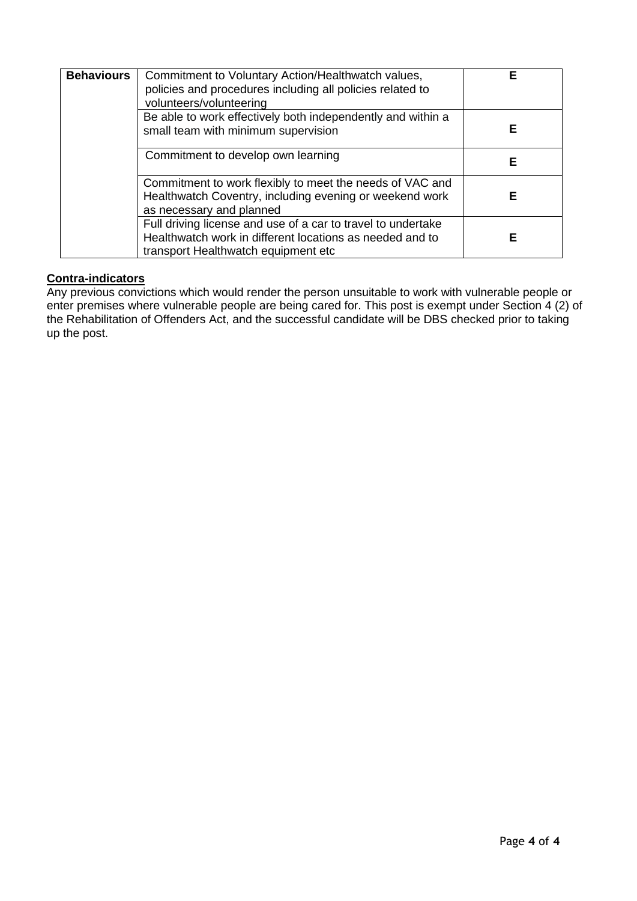| | | |
|---|---|---|
| **Behaviours** | Commitment to Voluntary Action/Healthwatch values, policies and procedures including all policies related to volunteers/volunteering | **E** |
| | Be able to work effectively both independently and within a small team with minimum supervision | **E** |
| | Commitment to develop own learning | **E** |
| | Commitment to work flexibly to meet the needs of VAC and Healthwatch Coventry, including evening or weekend work as necessary and planned | **E** |
| | Full driving license and use of a car to travel to undertake Healthwatch work in different locations as needed and to transport Healthwatch equipment etc | **E** |

**Contra-indicators**

Any previous convictions which would render the person unsuitable to work with vulnerable people or enter premises where vulnerable people are being cared for. This post is exempt under Section 4 (2) of the Rehabilitation of Offenders Act, and the successful candidate will be DBS checked prior to taking up the post.